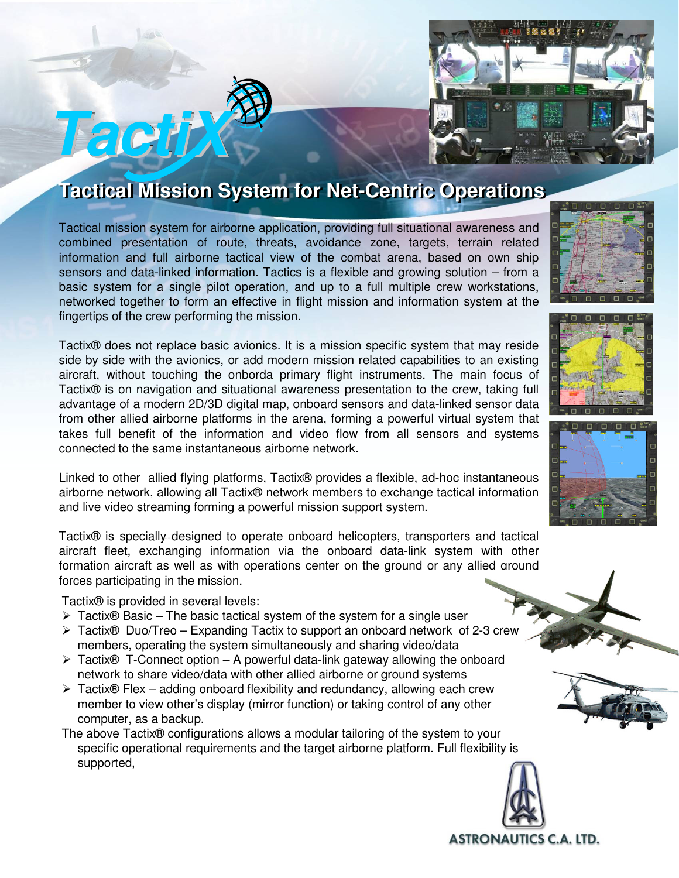# TactiX

## Tactical Mission System for Net-Centric Operations

Tactical mission system for airborne application, providing full situational awareness and combined presentation of route, threats, avoidance zone, targets, terrain related information and full airborne tactical view of the combat arena, based on own ship sensors and data-linked information. Tactics is a flexible and growing solution – from a basic system for a single pilot operation, and up to a full multiple crew workstations, networked together to form an effective in flight mission and information system at the fingertips of the crew performing the mission.

Tactix® does not replace basic avionics. It is a mission specific system that may reside side by side with the avionics, or add modern mission related capabilities to an existing aircraft, without touching the onborda primary flight instruments. The main focus of Tactix® is on navigation and situational awareness presentation to the crew, taking full advantage of a modern 2D/3D digital map, onboard sensors and data-linked sensor data from other allied airborne platforms in the arena, forming a powerful virtual system that takes full benefit of the information and video flow from all sensors and systems connected to the same instantaneous airborne network.

Linked to other allied flying platforms, Tactix® provides a flexible, ad-hoc instantaneous airborne network, allowing all Tactix® network members to exchange tactical information and live video streaming forming a powerful mission support system.

Tactix® is specially designed to operate onboard helicopters, transporters and tactical aircraft fleet, exchanging information via the onboard data-link system with other formation aircraft as well as with operations center on the ground or any allied ground forces participating in the mission.

Tactix® is provided in several levels:

- Tactix® Basic – The basic tactical system of the system for a single user
- Tactix® Duo/Treo – Expanding Tactix to support an onboard network of 2-3 crew members, operating the system simultaneously and sharing video/data
- Tactix® T-Connect option – A powerful data-link gateway allowing the onboard network to share video/data with other allied airborne or ground systems
- Tactix® Flex – adding onboard flexibility and redundancy, allowing each crew member to view other's display (mirror function) or taking control of any other computer, as a backup.

The above Tactix® configurations allows a modular tailoring of the system to your specific operational requirements and the target airborne platform. Full flexibility is supported,

ASTRONAUTICS C.A. LTD.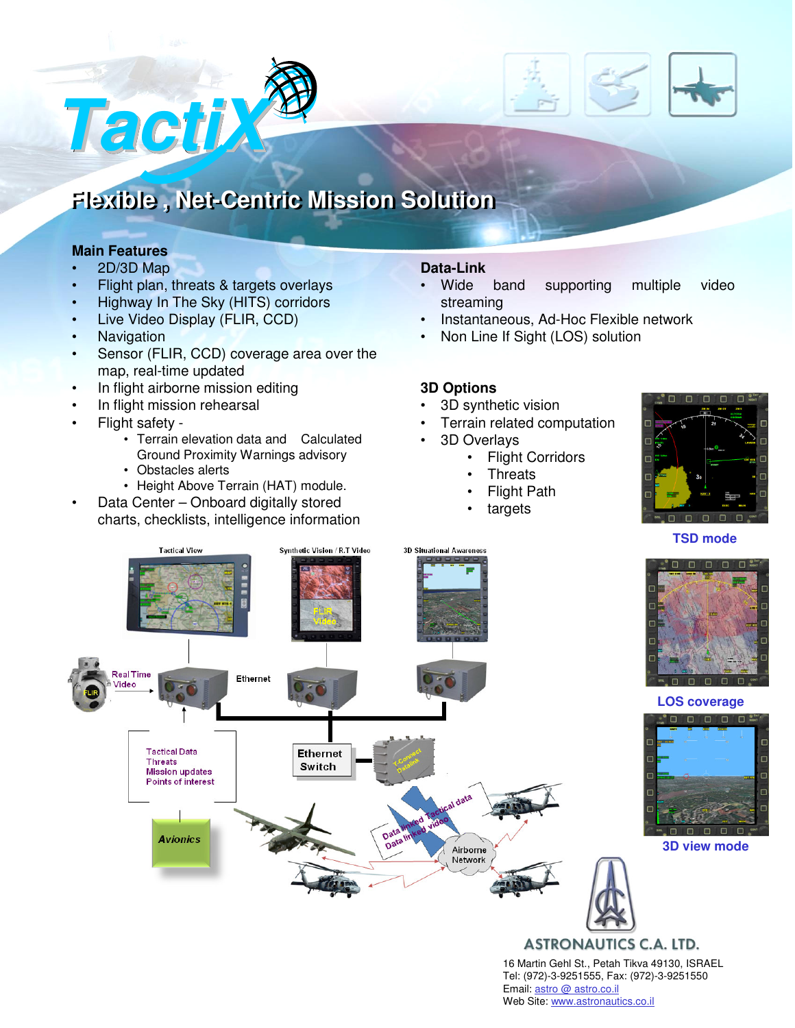# TactiX

## Flexible , Net-Centric Mission Solution

### Main Features

- 2D/3D Map
- Flight plan, threats & targets overlays
- Highway In The Sky (HITS) corridors
- Live Video Display (FLIR, CCD)
- Navigation
- Sensor (FLIR, CCD) coverage area over the map, real-time updated
- In flight airborne mission editing
- In flight mission rehearsal
- Flight safety -
  - Terrain elevation data and Calculated Ground Proximity Warnings advisory
  - Obstacles alerts
  - Height Above Terrain (HAT) module.
- Data Center – Onboard digitally stored charts, checklists, intelligence information

### Data-Link

- Wide band supporting multiple video streaming
- Instantaneous, Ad-Hoc Flexible network
- Non Line If Sight (LOS) solution

### 3D Options

- 3D synthetic vision
- Terrain related computation
- 3D Overlays
  - Flight Corridors
  - Threats
  - Flight Path
  - targets

TSD mode

LOS coverage

3D view mode

Tactical View

Synthetic Vision / R.T Video

3D Situational Awareness

FLIR Video

Real Time Video

FLIR

Ethernet

Ethernet Switch

T-Connect Datalink

Tactical Data
Threats
Mission updates
Points of interest

Avionics

Data linked Tactical data
Data linked video

Airborne Network

ASTRONAUTICS C.A. LTD.

16 Martin Gehl St., Petah Tikva 49130, ISRAEL
Tel: (972)-3-9251555, Fax: (972)-3-9251550
Email: astro @ astro.co.il
Web Site: www.astronautics.co.il